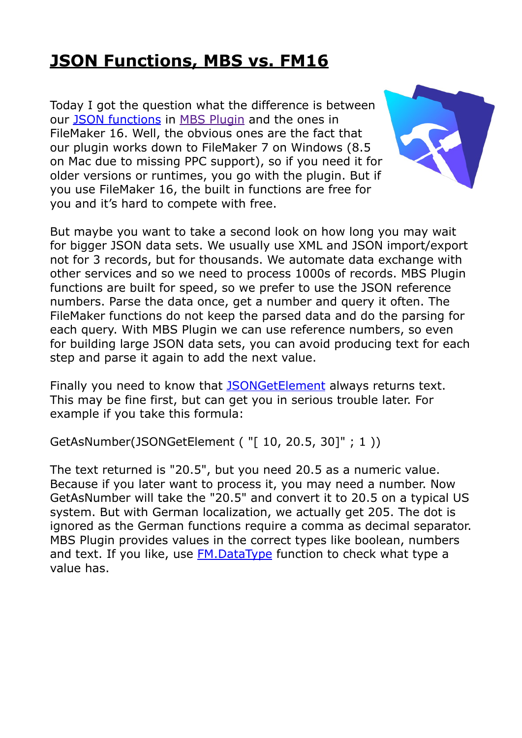# JSON Functions, MBS vs. FM16

Today I got the question what the difference is between our JSON functions in MBS Plugin and the ones in FileMaker 16. Well, the obvious ones are the fact that our plugin works down to FileMaker 7 on Windows (8.5 on Mac due to missing PPC support), so if you need it for older versions or runtimes, you go with the plugin. But if you use FileMaker 16, the built in functions are free for you and it's hard to compete with free.

But maybe you want to take a second look on how long you may wait for bigger JSON data sets. We usually use XML and JSON import/export not for 3 records, but for thousands. We automate data exchange with other services and so we need to process 1000s of records. MBS Plugin functions are built for speed, so we prefer to use the JSON reference numbers. Parse the data once, get a number and query it often. The FileMaker functions do not keep the parsed data and do the parsing for each query. With MBS Plugin we can use reference numbers, so even for building large JSON data sets, you can avoid producing text for each step and parse it again to add the next value.

Finally you need to know that JSONGetElement always returns text. This may be fine first, but can get you in serious trouble later. For example if you take this formula:

```
GetAsNumber(JSONGetElement ( "[ 10, 20.5, 30]" ; 1 ))
```

The text returned is "20.5", but you need 20.5 as a numeric value. Because if you later want to process it, you may need a number. Now GetAsNumber will take the "20.5" and convert it to 20.5 on a typical US system. But with German localization, we actually get 205. The dot is ignored as the German functions require a comma as decimal separator. MBS Plugin provides values in the correct types like boolean, numbers and text. If you like, use FM.DataType function to check what type a value has.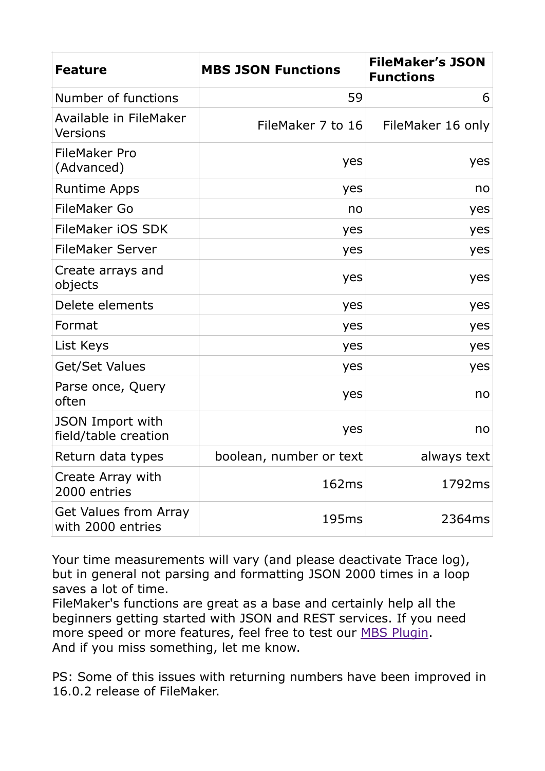| **Feature** | **MBS JSON Functions** | **FileMaker's JSON Functions** |
|---|---|---|
| Number of functions | 59 | 6 |
| Available in FileMaker Versions | FileMaker 7 to 16 | FileMaker 16 only |
| FileMaker Pro (Advanced) | yes | yes |
| Runtime Apps | yes | no |
| FileMaker Go | no | yes |
| FileMaker iOS SDK | yes | yes |
| FileMaker Server | yes | yes |
| Create arrays and objects | yes | yes |
| Delete elements | yes | yes |
| Format | yes | yes |
| List Keys | yes | yes |
| Get/Set Values | yes | yes |
| Parse once, Query often | yes | no |
| JSON Import with field/table creation | yes | no |
| Return data types | boolean, number or text | always text |
| Create Array with 2000 entries | 162ms | 1792ms |
| Get Values from Array with 2000 entries | 195ms | 2364ms |

Your time measurements will vary (and please deactivate Trace log), but in general not parsing and formatting JSON 2000 times in a loop saves a lot of time.
FileMaker's functions are great as a base and certainly help all the beginners getting started with JSON and REST services. If you need more speed or more features, feel free to test our MBS Plugin.
And if you miss something, let me know.

PS: Some of this issues with returning numbers have been improved in 16.0.2 release of FileMaker.